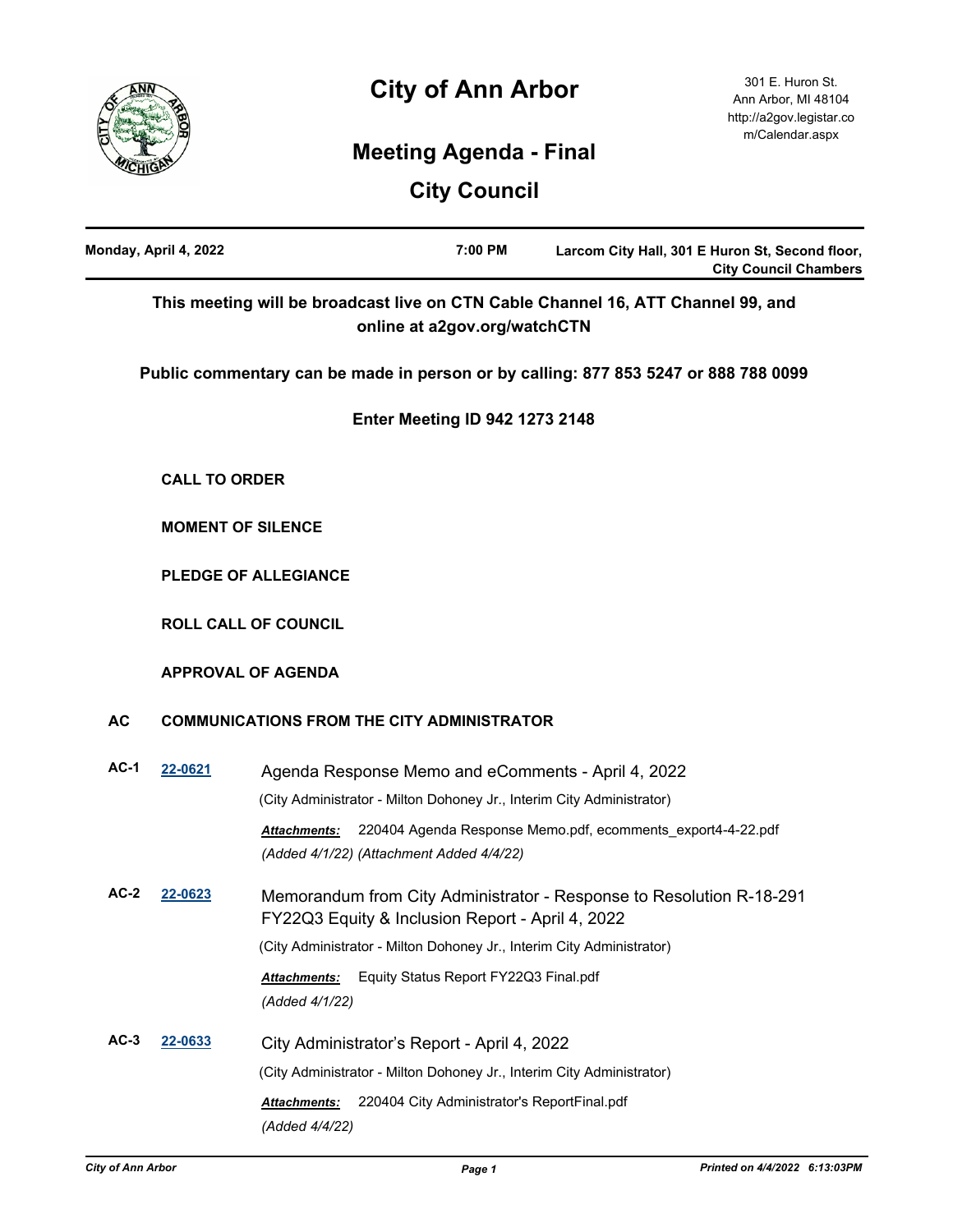# City of Ann Arbor

301 E. Huron St.
Ann Arbor, MI 48104
http://a2gov.legistar.com/Calendar.aspx

## Meeting Agenda - Final

## City Council

| Monday, April 4, 2022 | 7:00 PM | Larcom City Hall, 301 E Huron St, Second floor, City Council Chambers |
|---|---|---|

**This meeting will be broadcast live on CTN Cable Channel 16, ATT Channel 99, and online at a2gov.org/watchCTN**

**Public commentary can be made in person or by calling: 877 853 5247 or 888 788 0099**

**Enter Meeting ID 942 1273 2148**

**CALL TO ORDER**

**MOMENT OF SILENCE**

**PLEDGE OF ALLEGIANCE**

**ROLL CALL OF COUNCIL**

**APPROVAL OF AGENDA**

**AC COMMUNICATIONS FROM THE CITY ADMINISTRATOR**

**AC-1** [22-0621] Agenda Response Memo and eComments - April 4, 2022

(City Administrator - Milton Dohoney Jr., Interim City Administrator)

***Attachments:*** 220404 Agenda Response Memo.pdf, ecomments_export4-4-22.pdf

*(Added 4/1/22) (Attachment Added 4/4/22)*

**AC-2** [22-0623] Memorandum from City Administrator - Response to Resolution R-18-291 FY22Q3 Equity & Inclusion Report - April 4, 2022

(City Administrator - Milton Dohoney Jr., Interim City Administrator)

***Attachments:*** Equity Status Report FY22Q3 Final.pdf

*(Added 4/1/22)*

**AC-3** [22-0633] City Administrator's Report - April 4, 2022

(City Administrator - Milton Dohoney Jr., Interim City Administrator)

***Attachments:*** 220404 City Administrator's ReportFinal.pdf

*(Added 4/4/22)*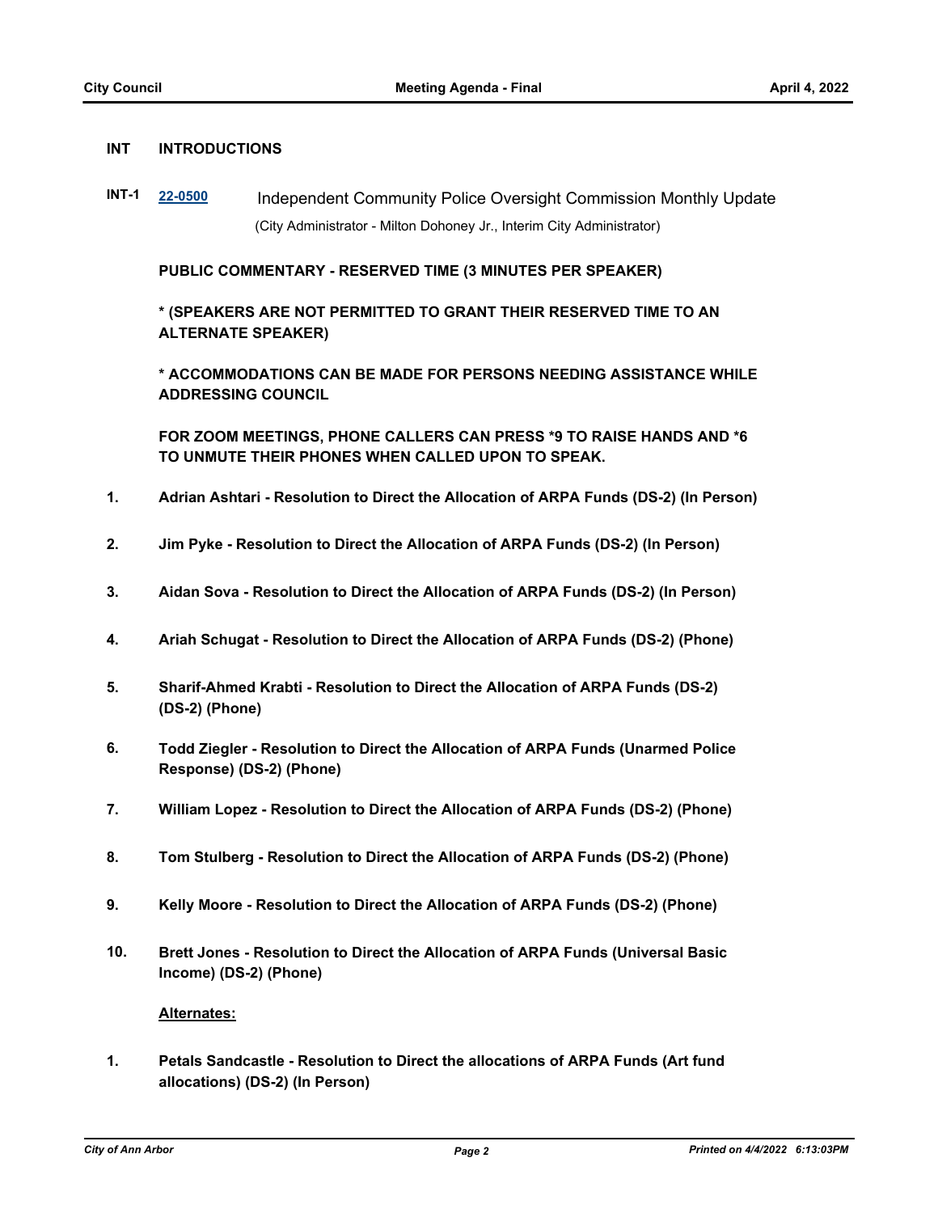## INT INTRODUCTIONS

**INT-1** [22-0500](22-0500) Independent Community Police Oversight Commission Monthly Update

(City Administrator - Milton Dohoney Jr., Interim City Administrator)

**PUBLIC COMMENTARY - RESERVED TIME (3 MINUTES PER SPEAKER)**

**\* (SPEAKERS ARE NOT PERMITTED TO GRANT THEIR RESERVED TIME TO AN ALTERNATE SPEAKER)**

**\* ACCOMMODATIONS CAN BE MADE FOR PERSONS NEEDING ASSISTANCE WHILE ADDRESSING COUNCIL**

**FOR ZOOM MEETINGS, PHONE CALLERS CAN PRESS \*9 TO RAISE HANDS AND \*6 TO UNMUTE THEIR PHONES WHEN CALLED UPON TO SPEAK.**

1. **Adrian Ashtari - Resolution to Direct the Allocation of ARPA Funds (DS-2) (In Person)**
2. **Jim Pyke - Resolution to Direct the Allocation of ARPA Funds (DS-2) (In Person)**
3. **Aidan Sova - Resolution to Direct the Allocation of ARPA Funds (DS-2) (In Person)**
4. **Ariah Schugat - Resolution to Direct the Allocation of ARPA Funds (DS-2) (Phone)**
5. **Sharif-Ahmed Krabti - Resolution to Direct the Allocation of ARPA Funds (DS-2) (DS-2) (Phone)**
6. **Todd Ziegler - Resolution to Direct the Allocation of ARPA Funds (Unarmed Police Response) (DS-2) (Phone)**
7. **William Lopez - Resolution to Direct the Allocation of ARPA Funds (DS-2) (Phone)**
8. **Tom Stulberg - Resolution to Direct the Allocation of ARPA Funds (DS-2) (Phone)**
9. **Kelly Moore - Resolution to Direct the Allocation of ARPA Funds (DS-2) (Phone)**
10. **Brett Jones - Resolution to Direct the Allocation of ARPA Funds (Universal Basic Income) (DS-2) (Phone)**

**Alternates:**

1. **Petals Sandcastle - Resolution to Direct the allocations of ARPA Funds (Art fund allocations) (DS-2) (In Person)**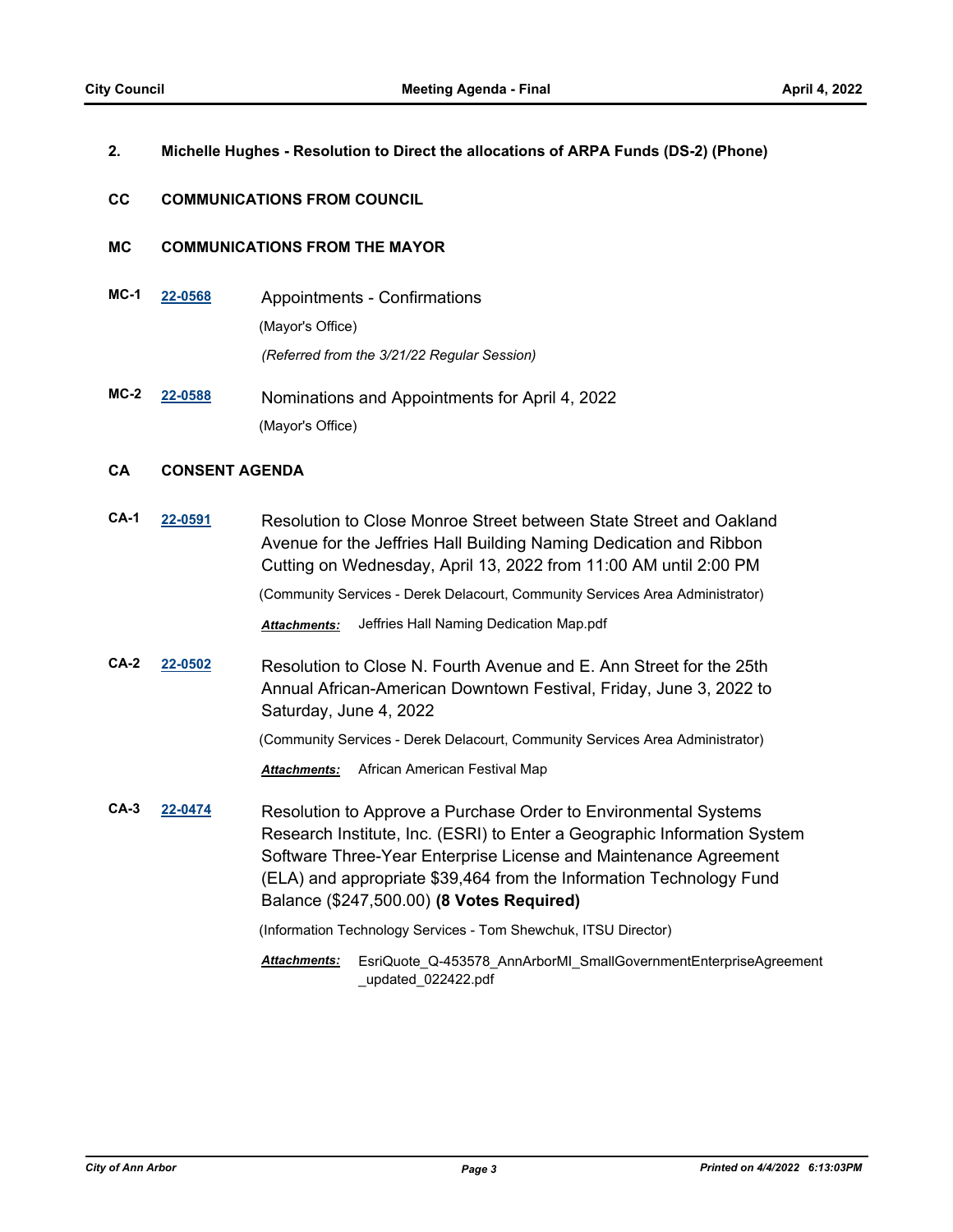**2. Michelle Hughes - Resolution to Direct the allocations of ARPA Funds (DS-2) (Phone)**

## CC COMMUNICATIONS FROM COUNCIL

## MC COMMUNICATIONS FROM THE MAYOR

**MC-1** [22-0568](22-0568) Appointments - Confirmations

(Mayor's Office)

*(Referred from the 3/21/22 Regular Session)*

**MC-2** [22-0588](22-0588) Nominations and Appointments for April 4, 2022

(Mayor's Office)

## CA CONSENT AGENDA

**CA-1** [22-0591](22-0591) Resolution to Close Monroe Street between State Street and Oakland Avenue for the Jeffries Hall Building Naming Dedication and Ribbon Cutting on Wednesday, April 13, 2022 from 11:00 AM until 2:00 PM

(Community Services - Derek Delacourt, Community Services Area Administrator)

***Attachments:*** Jeffries Hall Naming Dedication Map.pdf

**CA-2** [22-0502](22-0502) Resolution to Close N. Fourth Avenue and E. Ann Street for the 25th Annual African-American Downtown Festival, Friday, June 3, 2022 to Saturday, June 4, 2022

(Community Services - Derek Delacourt, Community Services Area Administrator)

***Attachments:*** African American Festival Map

**CA-3** [22-0474](22-0474) Resolution to Approve a Purchase Order to Environmental Systems Research Institute, Inc. (ESRI) to Enter a Geographic Information System Software Three-Year Enterprise License and Maintenance Agreement (ELA) and appropriate $39,464 from the Information Technology Fund Balance ($247,500.00) **(8 Votes Required)**

(Information Technology Services - Tom Shewchuk, ITSU Director)

***Attachments:*** EsriQuote_Q-453578_AnnArborMI_SmallGovernmentEnterpriseAgreement_updated_022422.pdf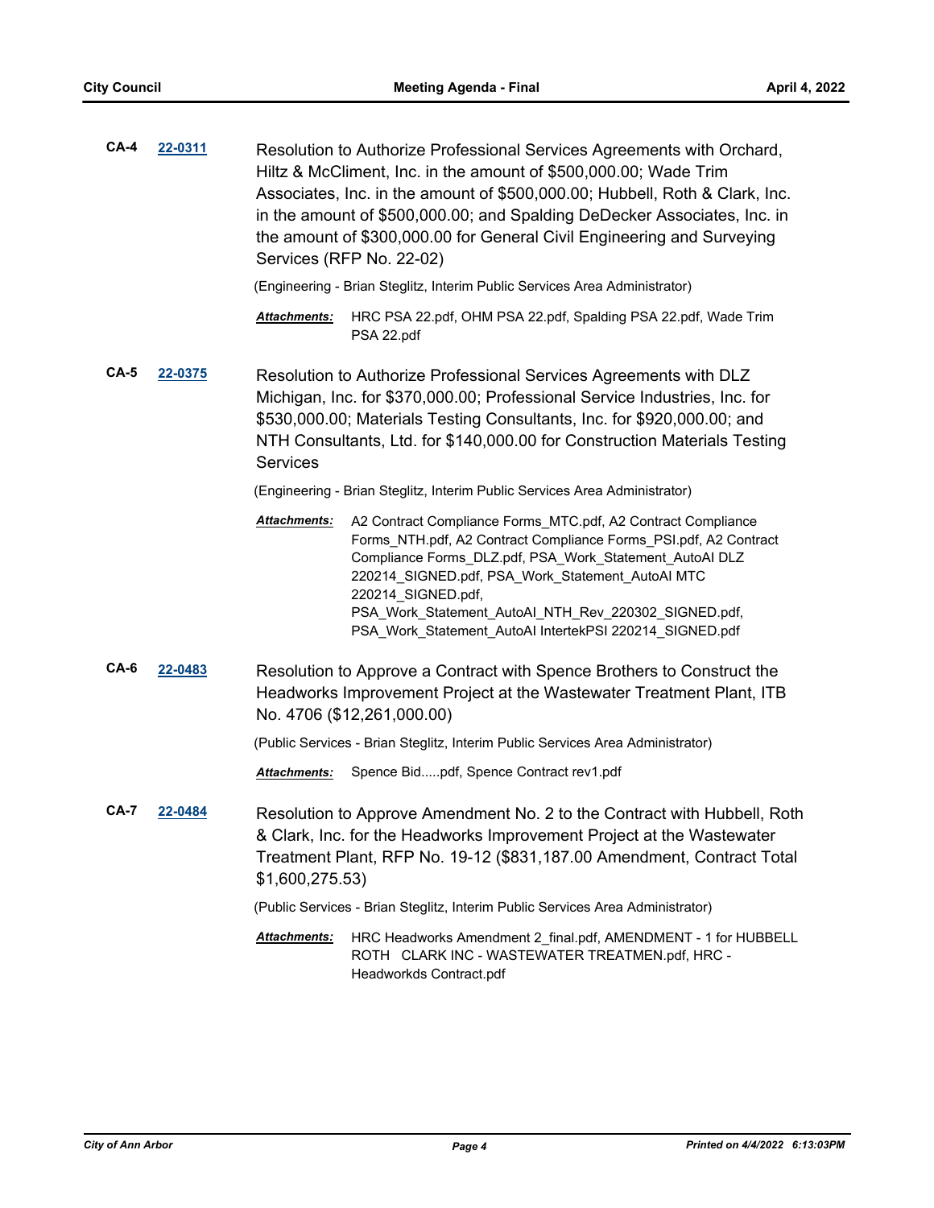**CA-4** **22-0311**

Resolution to Authorize Professional Services Agreements with Orchard, Hiltz & McCliment, Inc. in the amount of $500,000.00; Wade Trim Associates, Inc. in the amount of $500,000.00; Hubbell, Roth & Clark, Inc. in the amount of $500,000.00; and Spalding DeDecker Associates, Inc. in the amount of $300,000.00 for General Civil Engineering and Surveying Services (RFP No. 22-02)

(Engineering - Brian Steglitz, Interim Public Services Area Administrator)

***Attachments:*** HRC PSA 22.pdf, OHM PSA 22.pdf, Spalding PSA 22.pdf, Wade Trim PSA 22.pdf

**CA-5** **22-0375**

Resolution to Authorize Professional Services Agreements with DLZ Michigan, Inc. for $370,000.00; Professional Service Industries, Inc. for $530,000.00; Materials Testing Consultants, Inc. for $920,000.00; and NTH Consultants, Ltd. for $140,000.00 for Construction Materials Testing Services

(Engineering - Brian Steglitz, Interim Public Services Area Administrator)

***Attachments:*** A2 Contract Compliance Forms_MTC.pdf, A2 Contract Compliance Forms_NTH.pdf, A2 Contract Compliance Forms_PSI.pdf, A2 Contract Compliance Forms_DLZ.pdf, PSA_Work_Statement_AutoAI DLZ 220214_SIGNED.pdf, PSA_Work_Statement_AutoAI MTC 220214_SIGNED.pdf, PSA_Work_Statement_AutoAI_NTH_Rev_220302_SIGNED.pdf, PSA_Work_Statement_AutoAI IntertekPSI 220214_SIGNED.pdf

**CA-6** **22-0483**

Resolution to Approve a Contract with Spence Brothers to Construct the Headworks Improvement Project at the Wastewater Treatment Plant, ITB No. 4706 ($12,261,000.00)

(Public Services - Brian Steglitz, Interim Public Services Area Administrator)

***Attachments:*** Spence Bid.....pdf, Spence Contract rev1.pdf

**CA-7** **22-0484**

Resolution to Approve Amendment No. 2 to the Contract with Hubbell, Roth & Clark, Inc. for the Headworks Improvement Project at the Wastewater Treatment Plant, RFP No. 19-12 ($831,187.00 Amendment, Contract Total $1,600,275.53)

(Public Services - Brian Steglitz, Interim Public Services Area Administrator)

***Attachments:*** HRC Headworks Amendment 2_final.pdf, AMENDMENT - 1 for HUBBELL ROTH CLARK INC - WASTEWATER TREATMEN.pdf, HRC - Headworkds Contract.pdf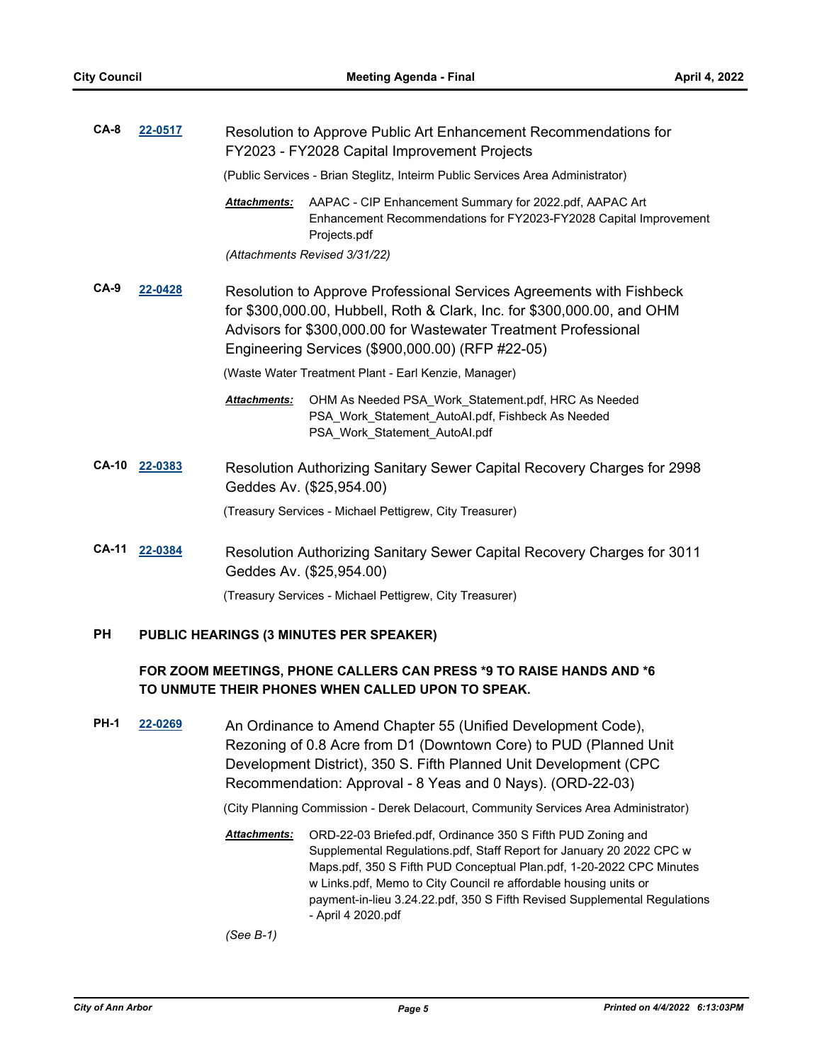**CA-8** **22-0517** Resolution to Approve Public Art Enhancement Recommendations for FY2023 - FY2028 Capital Improvement Projects

(Public Services - Brian Steglitz, Inteirm Public Services Area Administrator)

***Attachments:*** AAPAC - CIP Enhancement Summary for 2022.pdf, AAPAC Art Enhancement Recommendations for FY2023-FY2028 Capital Improvement Projects.pdf

*(Attachments Revised 3/31/22)*

**CA-9** **22-0428** Resolution to Approve Professional Services Agreements with Fishbeck for $300,000.00, Hubbell, Roth & Clark, Inc. for $300,000.00, and OHM Advisors for $300,000.00 for Wastewater Treatment Professional Engineering Services ($900,000.00) (RFP #22-05)

(Waste Water Treatment Plant - Earl Kenzie, Manager)

***Attachments:*** OHM As Needed PSA_Work_Statement.pdf, HRC As Needed PSA_Work_Statement_AutoAI.pdf, Fishbeck As Needed PSA_Work_Statement_AutoAI.pdf

**CA-10** **22-0383** Resolution Authorizing Sanitary Sewer Capital Recovery Charges for 2998 Geddes Av. ($25,954.00)

(Treasury Services - Michael Pettigrew, City Treasurer)

**CA-11** **22-0384** Resolution Authorizing Sanitary Sewer Capital Recovery Charges for 3011 Geddes Av. ($25,954.00)

(Treasury Services - Michael Pettigrew, City Treasurer)

## PH PUBLIC HEARINGS (3 MINUTES PER SPEAKER)

**FOR ZOOM MEETINGS, PHONE CALLERS CAN PRESS *9 TO RAISE HANDS AND *6 TO UNMUTE THEIR PHONES WHEN CALLED UPON TO SPEAK.**

**PH-1** **22-0269** An Ordinance to Amend Chapter 55 (Unified Development Code), Rezoning of 0.8 Acre from D1 (Downtown Core) to PUD (Planned Unit Development District), 350 S. Fifth Planned Unit Development (CPC Recommendation: Approval - 8 Yeas and 0 Nays). (ORD-22-03)

(City Planning Commission - Derek Delacourt, Community Services Area Administrator)

***Attachments:*** ORD-22-03 Briefed.pdf, Ordinance 350 S Fifth PUD Zoning and Supplemental Regulations.pdf, Staff Report for January 20 2022 CPC w Maps.pdf, 350 S Fifth PUD Conceptual Plan.pdf, 1-20-2022 CPC Minutes w Links.pdf, Memo to City Council re affordable housing units or payment-in-lieu 3.24.22.pdf, 350 S Fifth Revised Supplemental Regulations - April 4 2020.pdf

*(See B-1)*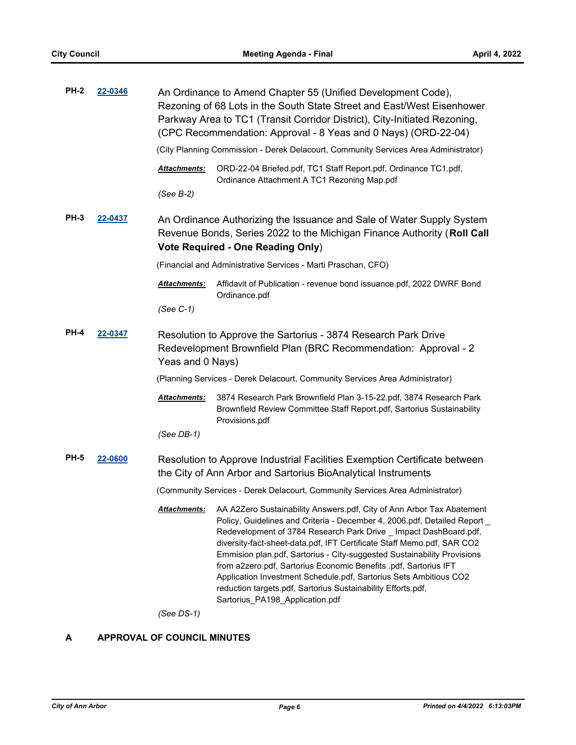**PH-2** **22-0346** An Ordinance to Amend Chapter 55 (Unified Development Code), Rezoning of 68 Lots in the South State Street and East/West Eisenhower Parkway Area to TC1 (Transit Corridor District), City-Initiated Rezoning, (CPC Recommendation: Approval - 8 Yeas and 0 Nays) (ORD-22-04)

(City Planning Commission - Derek Delacourt, Community Services Area Administrator)

***Attachments:*** ORD-22-04 Briefed.pdf, TC1 Staff Report.pdf, Ordinance TC1.pdf, Ordinance Attachment A TC1 Rezoning Map.pdf

*(See B-2)*

**PH-3** **22-0437** An Ordinance Authorizing the Issuance and Sale of Water Supply System Revenue Bonds, Series 2022 to the Michigan Finance Authority (**Roll Call Vote Required - One Reading Only**)

(Financial and Administrative Services - Marti Praschan, CFO)

***Attachments:*** Affidavit of Publication - revenue bond issuance.pdf, 2022 DWRF Bond Ordinance.pdf

*(See C-1)*

**PH-4** **22-0347** Resolution to Approve the Sartorius - 3874 Research Park Drive Redevelopment Brownfield Plan (BRC Recommendation: Approval - 2 Yeas and 0 Nays)

(Planning Services - Derek Delacourt, Community Services Area Administrator)

***Attachments:*** 3874 Research Park Brownfield Plan 3-15-22.pdf, 3874 Research Park Brownfield Review Committee Staff Report.pdf, Sartorius Sustainability Provisions.pdf

*(See DB-1)*

**PH-5** **22-0600** Resolution to Approve Industrial Facilities Exemption Certificate between the City of Ann Arbor and Sartorius BioAnalytical Instruments

(Community Services - Derek Delacourt, Community Services Area Administrator)

***Attachments:*** AA A2Zero Sustainability Answers.pdf, City of Ann Arbor Tax Abatement Policy, Guidelines and Criteria - December 4, 2006.pdf, Detailed Report _ Redevelopment of 3784 Research Park Drive _ Impact DashBoard.pdf, diversity-fact-sheet-data.pdf, IFT Certificate Staff Memo.pdf, SAR CO2 Emmision plan.pdf, Sartorius - City-suggested Sustainability Provisions from a2zero.pdf, Sartorius Economic Benefits .pdf, Sartorius IFT Application Investment Schedule.pdf, Sartorius Sets Ambitious CO2 reduction targets.pdf, Sartorius Sustainability Efforts.pdf, Sartorius_PA198_Application.pdf

*(See DS-1)*

## A APPROVAL OF COUNCIL MINUTES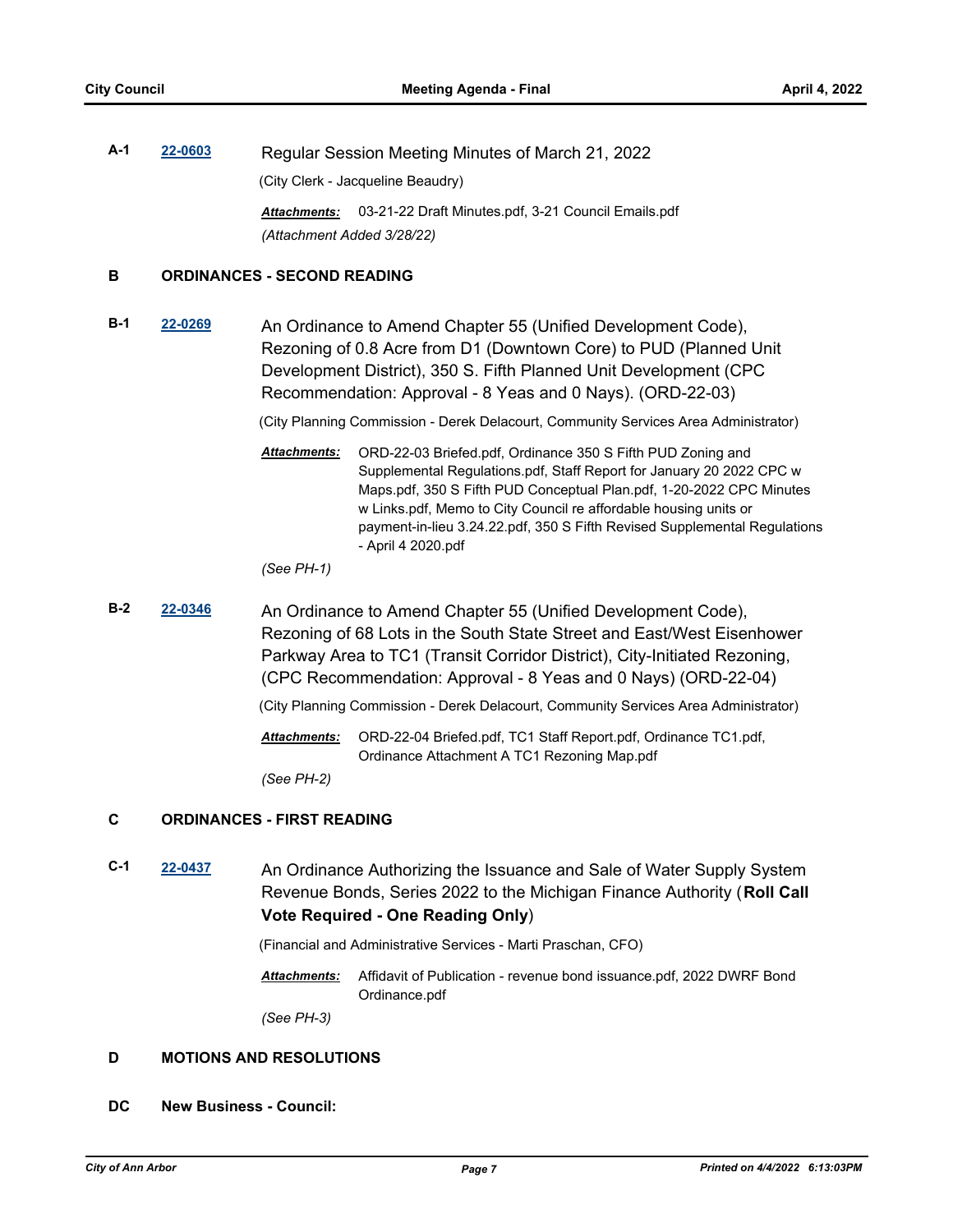**A-1** **22-0603** Regular Session Meeting Minutes of March 21, 2022

(City Clerk - Jacqueline Beaudry)

***Attachments:*** 03-21-22 Draft Minutes.pdf, 3-21 Council Emails.pdf

*(Attachment Added 3/28/22)*

## B ORDINANCES - SECOND READING

**B-1** **22-0269** An Ordinance to Amend Chapter 55 (Unified Development Code), Rezoning of 0.8 Acre from D1 (Downtown Core) to PUD (Planned Unit Development District), 350 S. Fifth Planned Unit Development (CPC Recommendation: Approval - 8 Yeas and 0 Nays). (ORD-22-03)

(City Planning Commission - Derek Delacourt, Community Services Area Administrator)

***Attachments:*** ORD-22-03 Briefed.pdf, Ordinance 350 S Fifth PUD Zoning and Supplemental Regulations.pdf, Staff Report for January 20 2022 CPC w Maps.pdf, 350 S Fifth PUD Conceptual Plan.pdf, 1-20-2022 CPC Minutes w Links.pdf, Memo to City Council re affordable housing units or payment-in-lieu 3.24.22.pdf, 350 S Fifth Revised Supplemental Regulations - April 4 2020.pdf

*(See PH-1)*

**B-2** **22-0346** An Ordinance to Amend Chapter 55 (Unified Development Code), Rezoning of 68 Lots in the South State Street and East/West Eisenhower Parkway Area to TC1 (Transit Corridor District), City-Initiated Rezoning, (CPC Recommendation: Approval - 8 Yeas and 0 Nays) (ORD-22-04)

(City Planning Commission - Derek Delacourt, Community Services Area Administrator)

***Attachments:*** ORD-22-04 Briefed.pdf, TC1 Staff Report.pdf, Ordinance TC1.pdf, Ordinance Attachment A TC1 Rezoning Map.pdf

*(See PH-2)*

## C ORDINANCES - FIRST READING

**C-1** **22-0437** An Ordinance Authorizing the Issuance and Sale of Water Supply System Revenue Bonds, Series 2022 to the Michigan Finance Authority (**Roll Call Vote Required - One Reading Only**)

(Financial and Administrative Services - Marti Praschan, CFO)

***Attachments:*** Affidavit of Publication - revenue bond issuance.pdf, 2022 DWRF Bond Ordinance.pdf

*(See PH-3)*

## D MOTIONS AND RESOLUTIONS

## DC New Business - Council: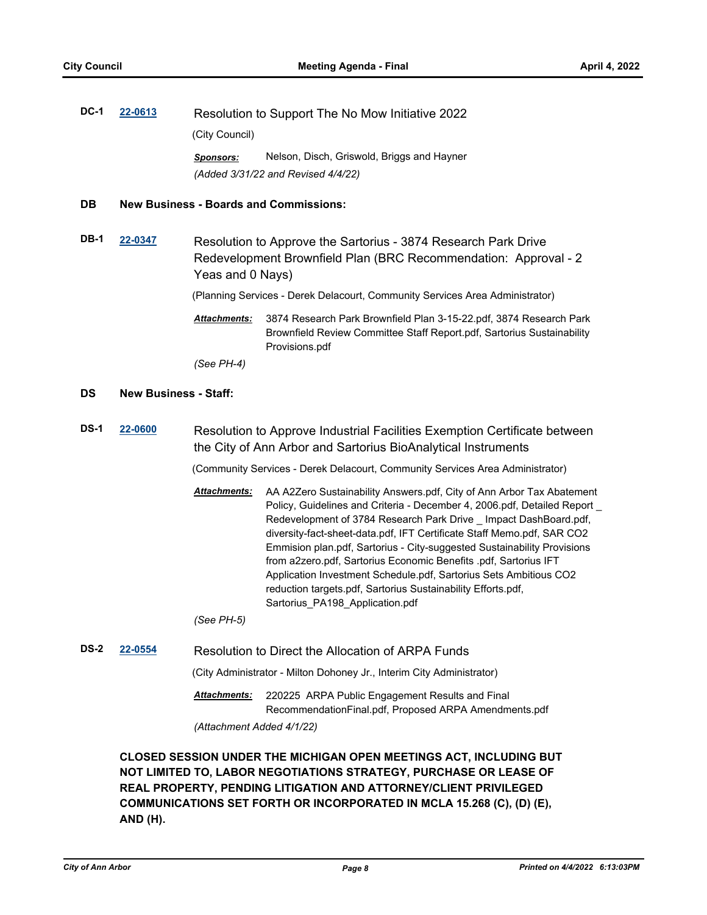**DC-1** **22-0613** Resolution to Support The No Mow Initiative 2022

(City Council)

***Sponsors:*** Nelson, Disch, Griswold, Briggs and Hayner

*(Added 3/31/22 and Revised 4/4/22)*

## DB New Business - Boards and Commissions:

**DB-1** **22-0347** Resolution to Approve the Sartorius - 3874 Research Park Drive Redevelopment Brownfield Plan (BRC Recommendation: Approval - 2 Yeas and 0 Nays)

(Planning Services - Derek Delacourt, Community Services Area Administrator)

***Attachments:*** 3874 Research Park Brownfield Plan 3-15-22.pdf, 3874 Research Park Brownfield Review Committee Staff Report.pdf, Sartorius Sustainability Provisions.pdf

*(See PH-4)*

## DS New Business - Staff:

**DS-1** **22-0600** Resolution to Approve Industrial Facilities Exemption Certificate between the City of Ann Arbor and Sartorius BioAnalytical Instruments

(Community Services - Derek Delacourt, Community Services Area Administrator)

***Attachments:*** AA A2Zero Sustainability Answers.pdf, City of Ann Arbor Tax Abatement Policy, Guidelines and Criteria - December 4, 2006.pdf, Detailed Report _ Redevelopment of 3784 Research Park Drive _ Impact DashBoard.pdf, diversity-fact-sheet-data.pdf, IFT Certificate Staff Memo.pdf, SAR CO2 Emmision plan.pdf, Sartorius - City-suggested Sustainability Provisions from a2zero.pdf, Sartorius Economic Benefits .pdf, Sartorius IFT Application Investment Schedule.pdf, Sartorius Sets Ambitious CO2 reduction targets.pdf, Sartorius Sustainability Efforts.pdf, Sartorius_PA198_Application.pdf

*(See PH-5)*

**DS-2** **22-0554** Resolution to Direct the Allocation of ARPA Funds

(City Administrator - Milton Dohoney Jr., Interim City Administrator)

***Attachments:*** 220225 ARPA Public Engagement Results and Final RecommendationFinal.pdf, Proposed ARPA Amendments.pdf

*(Attachment Added 4/1/22)*

**CLOSED SESSION UNDER THE MICHIGAN OPEN MEETINGS ACT, INCLUDING BUT NOT LIMITED TO, LABOR NEGOTIATIONS STRATEGY, PURCHASE OR LEASE OF REAL PROPERTY, PENDING LITIGATION AND ATTORNEY/CLIENT PRIVILEGED COMMUNICATIONS SET FORTH OR INCORPORATED IN MCLA 15.268 (C), (D) (E), AND (H).**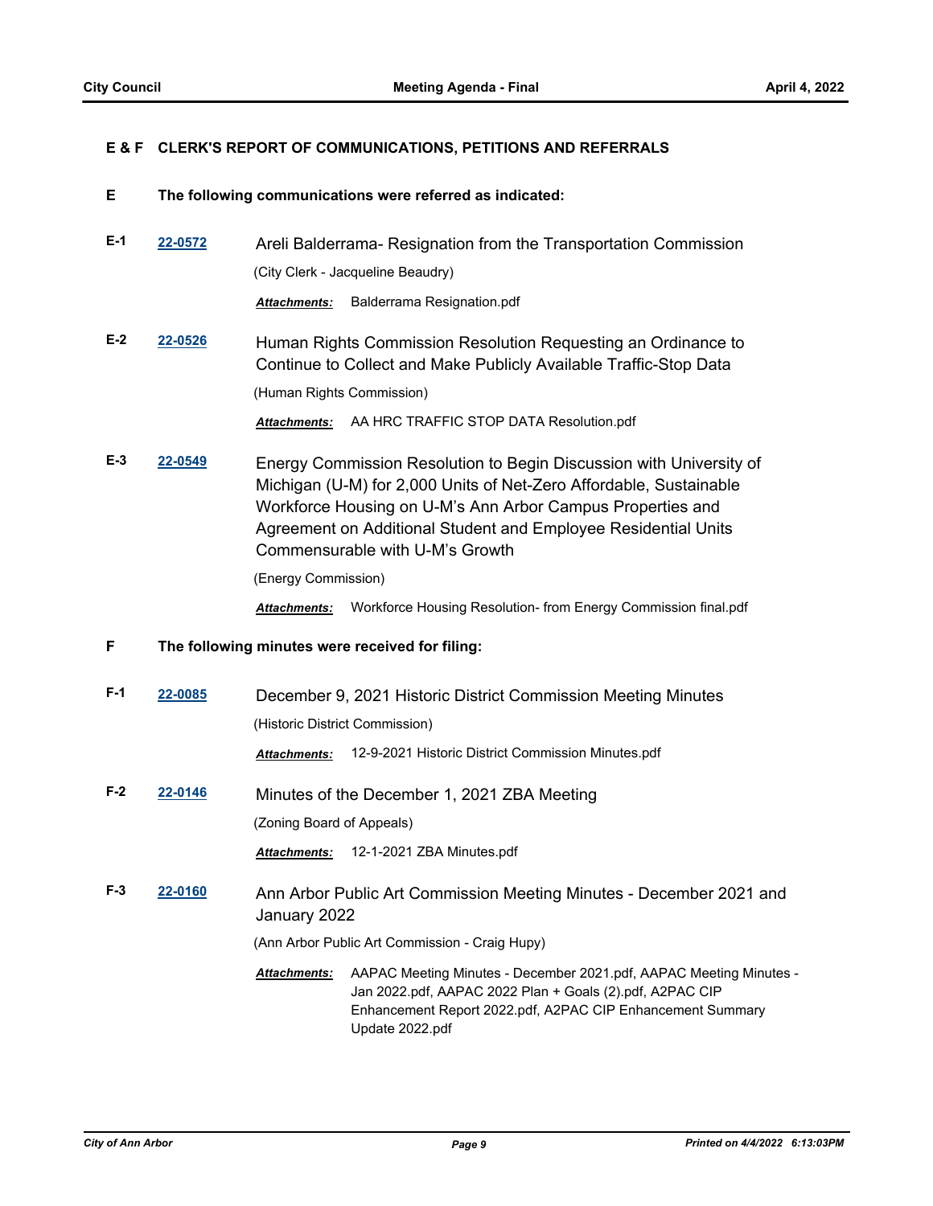## E & F CLERK'S REPORT OF COMMUNICATIONS, PETITIONS AND REFERRALS

### E The following communications were referred as indicated:

**E-1** 22-0572 Areli Balderrama- Resignation from the Transportation Commission

(City Clerk - Jacqueline Beaudry)

***Attachments:*** Balderrama Resignation.pdf

**E-2** 22-0526 Human Rights Commission Resolution Requesting an Ordinance to Continue to Collect and Make Publicly Available Traffic-Stop Data

(Human Rights Commission)

***Attachments:*** AA HRC TRAFFIC STOP DATA Resolution.pdf

**E-3** 22-0549 Energy Commission Resolution to Begin Discussion with University of Michigan (U-M) for 2,000 Units of Net-Zero Affordable, Sustainable Workforce Housing on U-M's Ann Arbor Campus Properties and Agreement on Additional Student and Employee Residential Units Commensurable with U-M's Growth

(Energy Commission)

***Attachments:*** Workforce Housing Resolution- from Energy Commission final.pdf

### F The following minutes were received for filing:

**F-1** 22-0085 December 9, 2021 Historic District Commission Meeting Minutes

(Historic District Commission)

***Attachments:*** 12-9-2021 Historic District Commission Minutes.pdf

**F-2** 22-0146 Minutes of the December 1, 2021 ZBA Meeting

(Zoning Board of Appeals)

***Attachments:*** 12-1-2021 ZBA Minutes.pdf

**F-3** 22-0160 Ann Arbor Public Art Commission Meeting Minutes - December 2021 and January 2022

(Ann Arbor Public Art Commission - Craig Hupy)

***Attachments:*** AAPAC Meeting Minutes - December 2021.pdf, AAPAC Meeting Minutes - Jan 2022.pdf, AAPAC 2022 Plan + Goals (2).pdf, A2PAC CIP Enhancement Report 2022.pdf, A2PAC CIP Enhancement Summary Update 2022.pdf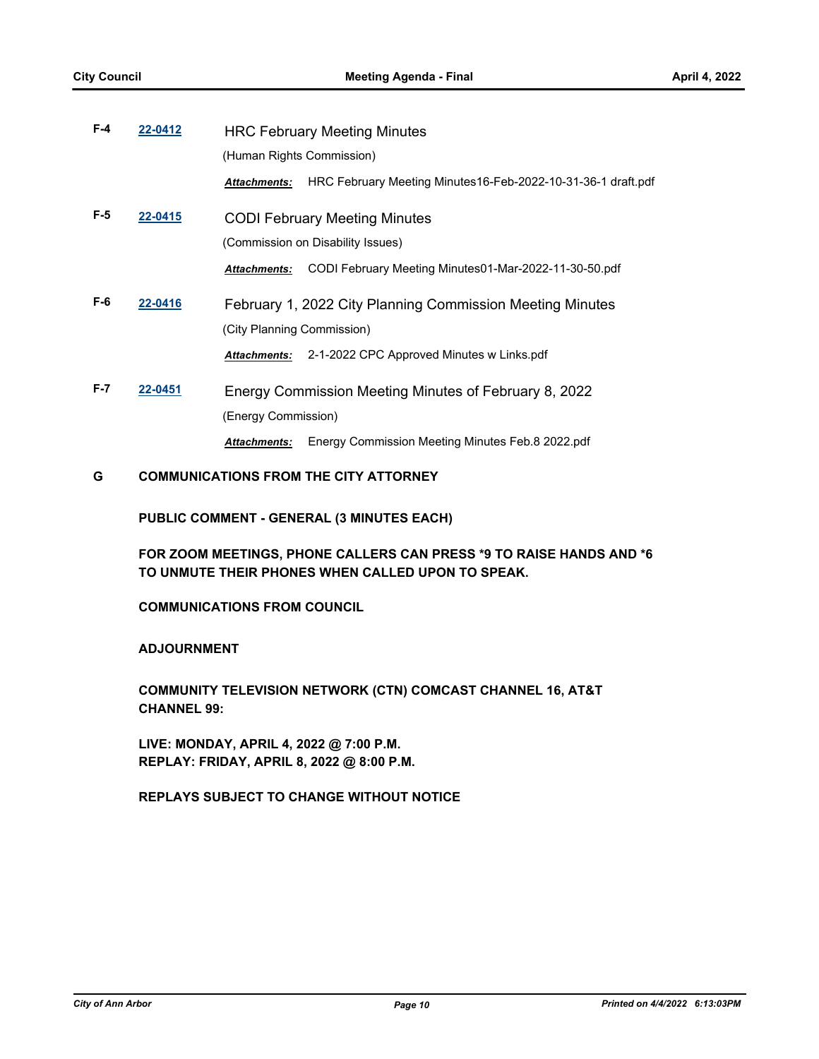**F-4** **22-0412** HRC February Meeting Minutes

(Human Rights Commission)

***Attachments:*** HRC February Meeting Minutes16-Feb-2022-10-31-36-1 draft.pdf

**F-5** **22-0415** CODI February Meeting Minutes

(Commission on Disability Issues)

***Attachments:*** CODI February Meeting Minutes01-Mar-2022-11-30-50.pdf

**F-6** **22-0416** February 1, 2022 City Planning Commission Meeting Minutes

(City Planning Commission)

***Attachments:*** 2-1-2022 CPC Approved Minutes w Links.pdf

**F-7** **22-0451** Energy Commission Meeting Minutes of February 8, 2022

(Energy Commission)

***Attachments:*** Energy Commission Meeting Minutes Feb.8 2022.pdf

## G COMMUNICATIONS FROM THE CITY ATTORNEY

**PUBLIC COMMENT - GENERAL (3 MINUTES EACH)**

**FOR ZOOM MEETINGS, PHONE CALLERS CAN PRESS *9 TO RAISE HANDS AND *6 TO UNMUTE THEIR PHONES WHEN CALLED UPON TO SPEAK.**

**COMMUNICATIONS FROM COUNCIL**

**ADJOURNMENT**

**COMMUNITY TELEVISION NETWORK (CTN) COMCAST CHANNEL 16, AT&T CHANNEL 99:**

**LIVE: MONDAY, APRIL 4, 2022 @ 7:00 P.M.**
**REPLAY: FRIDAY, APRIL 8, 2022 @ 8:00 P.M.**

**REPLAYS SUBJECT TO CHANGE WITHOUT NOTICE**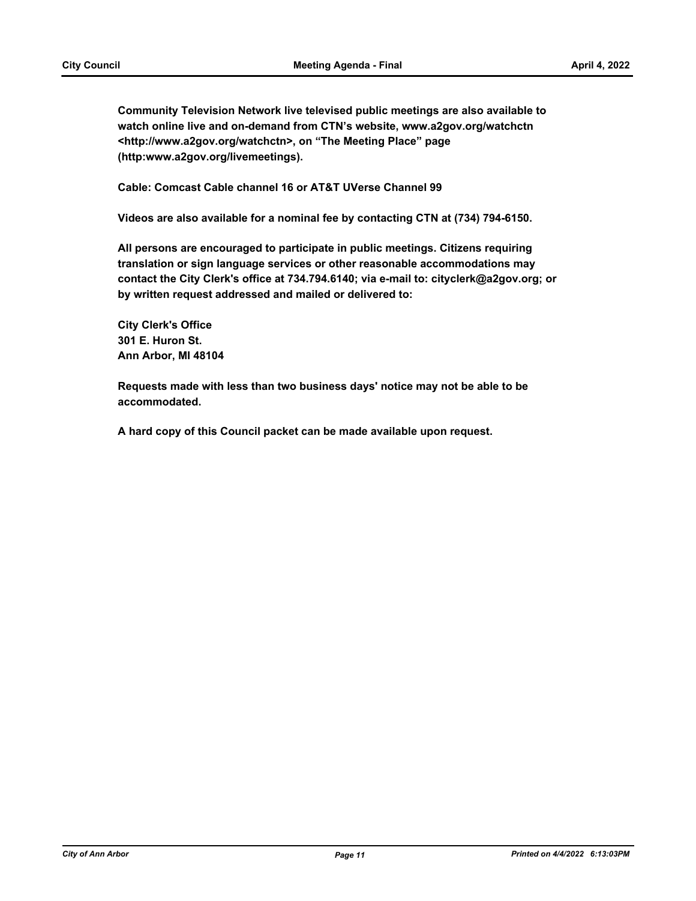**Community Television Network live televised public meetings are also available to watch online live and on-demand from CTN's website, www.a2gov.org/watchctn <http://www.a2gov.org/watchctn>, on "The Meeting Place" page (http:www.a2gov.org/livemeetings).**

**Cable: Comcast Cable channel 16 or AT&T UVerse Channel 99**

**Videos are also available for a nominal fee by contacting CTN at (734) 794-6150.**

**All persons are encouraged to participate in public meetings. Citizens requiring translation or sign language services or other reasonable accommodations may contact the City Clerk's office at 734.794.6140; via e-mail to: cityclerk@a2gov.org; or by written request addressed and mailed or delivered to:**

**City Clerk's Office**
**301 E. Huron St.**
**Ann Arbor, MI 48104**

**Requests made with less than two business days' notice may not be able to be accommodated.**

**A hard copy of this Council packet can be made available upon request.**